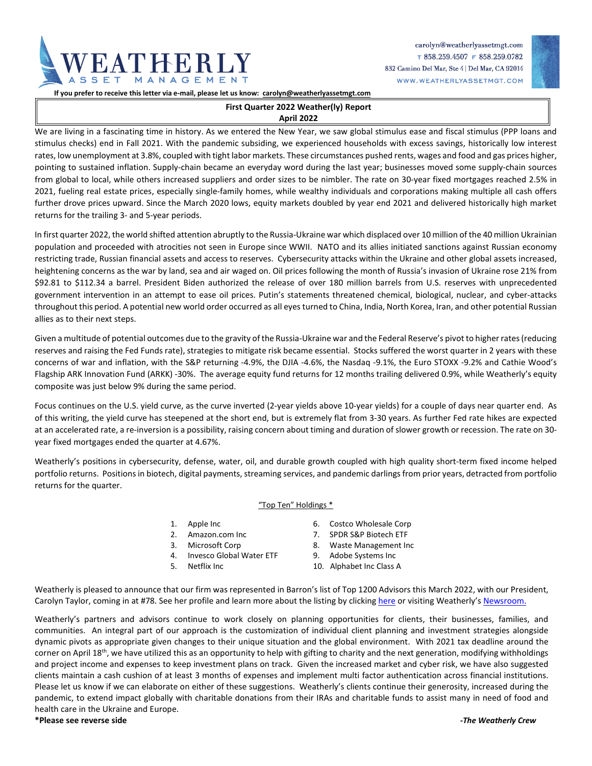# WEATHERLY ASSET MANAGEMENT

carolyn@weatherlyassetmgt.com
T 858.259.4507 F 858.259.0782
832 Camino Del Mar, Ste 4 | Del Mar, CA 92014
WWW.WEATHERLYASSETMGT.COM

**If you prefer to receive this letter via e-mail, please let us know: carolyn@weatherlyassetmgt.com**

## First Quarter 2022 Weather(ly) Report
### April 2022

We are living in a fascinating time in history. As we entered the New Year, we saw global stimulus ease and fiscal stimulus (PPP loans and stimulus checks) end in Fall 2021. With the pandemic subsiding, we experienced households with excess savings, historically low interest rates, low unemployment at 3.8%, coupled with tight labor markets. These circumstances pushed rents, wages and food and gas prices higher, pointing to sustained inflation. Supply-chain became an everyday word during the last year; businesses moved some supply-chain sources from global to local, while others increased suppliers and order sizes to be nimbler. The rate on 30-year fixed mortgages reached 2.5% in 2021, fueling real estate prices, especially single-family homes, while wealthy individuals and corporations making multiple all cash offers further drove prices upward. Since the March 2020 lows, equity markets doubled by year end 2021 and delivered historically high market returns for the trailing 3- and 5-year periods.

In first quarter 2022, the world shifted attention abruptly to the Russia-Ukraine war which displaced over 10 million of the 40 million Ukrainian population and proceeded with atrocities not seen in Europe since WWII. NATO and its allies initiated sanctions against Russian economy restricting trade, Russian financial assets and access to reserves. Cybersecurity attacks within the Ukraine and other global assets increased, heightening concerns as the war by land, sea and air waged on. Oil prices following the month of Russia's invasion of Ukraine rose 21% from $92.81 to $112.34 a barrel. President Biden authorized the release of over 180 million barrels from U.S. reserves with unprecedented government intervention in an attempt to ease oil prices. Putin's statements threatened chemical, biological, nuclear, and cyber-attacks throughout this period. A potential new world order occurred as all eyes turned to China, India, North Korea, Iran, and other potential Russian allies as to their next steps.

Given a multitude of potential outcomes due to the gravity of the Russia-Ukraine war and the Federal Reserve's pivot to higher rates (reducing reserves and raising the Fed Funds rate), strategies to mitigate risk became essential. Stocks suffered the worst quarter in 2 years with these concerns of war and inflation, with the S&P returning -4.9%, the DJIA -4.6%, the Nasdaq -9.1%, the Euro STOXX -9.2% and Cathie Wood's Flagship ARK Innovation Fund (ARKK) -30%. The average equity fund returns for 12 months trailing delivered 0.9%, while Weatherly's equity composite was just below 9% during the same period.

Focus continues on the U.S. yield curve, as the curve inverted (2-year yields above 10-year yields) for a couple of days near quarter end. As of this writing, the yield curve has steepened at the short end, but is extremely flat from 3-30 years. As further Fed rate hikes are expected at an accelerated rate, a re-inversion is a possibility, raising concern about timing and duration of slower growth or recession. The rate on 30-year fixed mortgages ended the quarter at 4.67%.

Weatherly's positions in cybersecurity, defense, water, oil, and durable growth coupled with high quality short-term fixed income helped portfolio returns. Positions in biotech, digital payments, streaming services, and pandemic darlings from prior years, detracted from portfolio returns for the quarter.

"Top Ten" Holdings *

1. Apple Inc
2. Amazon.com Inc
3. Microsoft Corp
4. Invesco Global Water ETF
5. Netflix Inc
6. Costco Wholesale Corp
7. SPDR S&P Biotech ETF
8. Waste Management Inc
9. Adobe Systems Inc
10. Alphabet Inc Class A

Weatherly is pleased to announce that our firm was represented in Barron's list of Top 1200 Advisors this March 2022, with our President, Carolyn Taylor, coming in at #78. See her profile and learn more about the listing by clicking here or visiting Weatherly's Newsroom.

Weatherly's partners and advisors continue to work closely on planning opportunities for clients, their businesses, families, and communities. An integral part of our approach is the customization of individual client planning and investment strategies alongside dynamic pivots as appropriate given changes to their unique situation and the global environment. With 2021 tax deadline around the corner on April 18th, we have utilized this as an opportunity to help with gifting to charity and the next generation, modifying withholdings and project income and expenses to keep investment plans on track. Given the increased market and cyber risk, we have also suggested clients maintain a cash cushion of at least 3 months of expenses and implement multi factor authentication across financial institutions. Please let us know if we can elaborate on either of these suggestions. Weatherly's clients continue their generosity, increased during the pandemic, to extend impact globally with charitable donations from their IRAs and charitable funds to assist many in need of food and health care in the Ukraine and Europe.

**\*Please see reverse side**

*-The Weatherly Crew*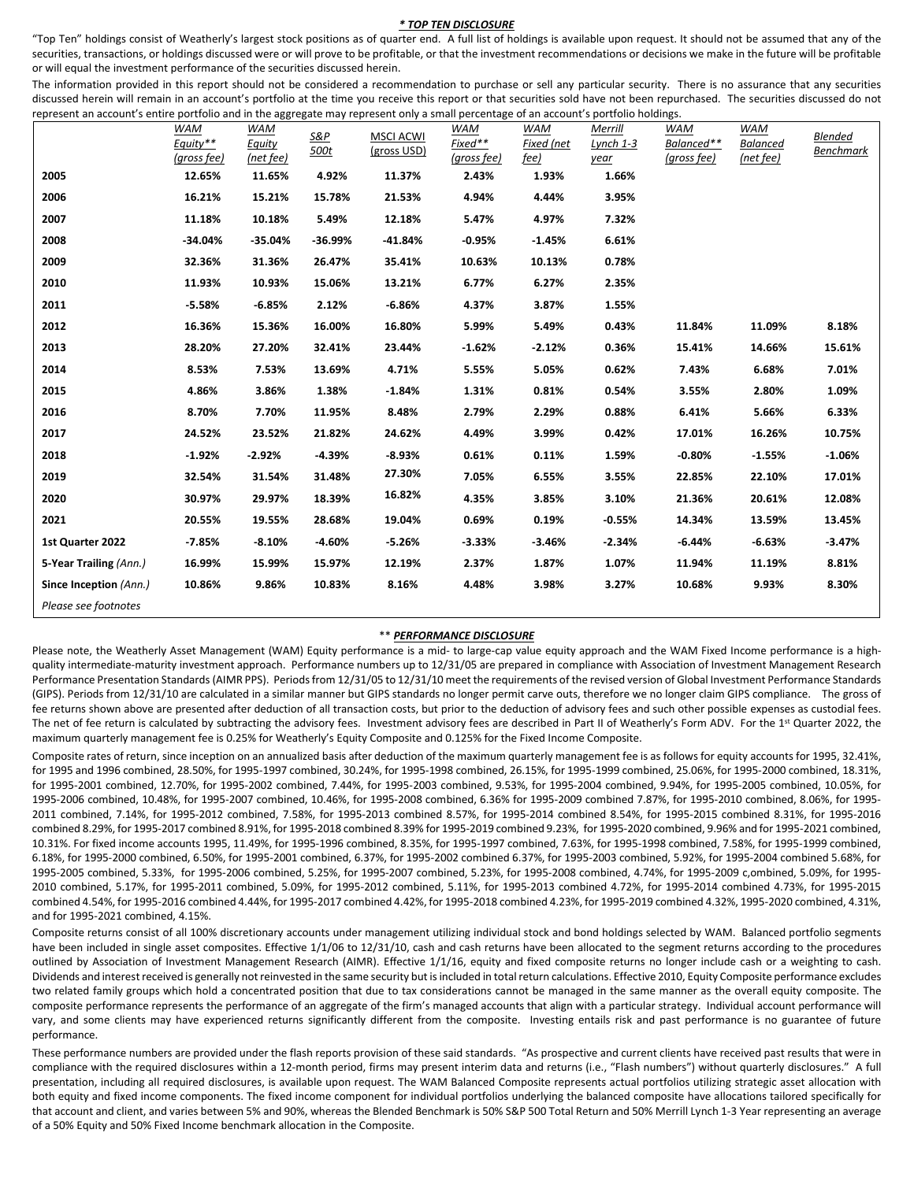***\* TOP TEN DISCLOSURE***

"Top Ten" holdings consist of Weatherly's largest stock positions as of quarter end. A full list of holdings is available upon request. It should not be assumed that any of the securities, transactions, or holdings discussed were or will prove to be profitable, or that the investment recommendations or decisions we make in the future will be profitable or will equal the investment performance of the securities discussed herein.

The information provided in this report should not be considered a recommendation to purchase or sell any particular security. There is no assurance that any securities discussed herein will remain in an account's portfolio at the time you receive this report or that securities sold have not been repurchased. The securities discussed do not represent an account's entire portfolio and in the aggregate may represent only a small percentage of an account's portfolio holdings.

| | WAM Equity** (gross fee) | WAM Equity (net fee) | S&P 500t | MSCI ACWI (gross USD) | WAM Fixed** (gross fee) | WAM Fixed (net fee) | Merrill Lynch 1-3 year | WAM Balanced** (gross fee) | WAM Balanced (net fee) | Blended Benchmark |
|---|---|---|---|---|---|---|---|---|---|---|
| **2005** | **12.65%** | **11.65%** | **4.92%** | **11.37%** | **2.43%** | **1.93%** | **1.66%** | | | |
| **2006** | **16.21%** | **15.21%** | **15.78%** | **21.53%** | **4.94%** | **4.44%** | **3.95%** | | | |
| **2007** | **11.18%** | **10.18%** | **5.49%** | **12.18%** | **5.47%** | **4.97%** | **7.32%** | | | |
| **2008** | **-34.04%** | **-35.04%** | **-36.99%** | **-41.84%** | **-0.95%** | **-1.45%** | **6.61%** | | | |
| **2009** | **32.36%** | **31.36%** | **26.47%** | **35.41%** | **10.63%** | **10.13%** | **0.78%** | | | |
| **2010** | **11.93%** | **10.93%** | **15.06%** | **13.21%** | **6.77%** | **6.27%** | **2.35%** | | | |
| **2011** | **-5.58%** | **-6.85%** | **2.12%** | **-6.86%** | **4.37%** | **3.87%** | **1.55%** | | | |
| **2012** | **16.36%** | **15.36%** | **16.00%** | **16.80%** | **5.99%** | **5.49%** | **0.43%** | **11.84%** | **11.09%** | **8.18%** |
| **2013** | **28.20%** | **27.20%** | **32.41%** | **23.44%** | **-1.62%** | **-2.12%** | **0.36%** | **15.41%** | **14.66%** | **15.61%** |
| **2014** | **8.53%** | **7.53%** | **13.69%** | **4.71%** | **5.55%** | **5.05%** | **0.62%** | **7.43%** | **6.68%** | **7.01%** |
| **2015** | **4.86%** | **3.86%** | **1.38%** | **-1.84%** | **1.31%** | **0.81%** | **0.54%** | **3.55%** | **2.80%** | **1.09%** |
| **2016** | **8.70%** | **7.70%** | **11.95%** | **8.48%** | **2.79%** | **2.29%** | **0.88%** | **6.41%** | **5.66%** | **6.33%** |
| **2017** | **24.52%** | **23.52%** | **21.82%** | **24.62%** | **4.49%** | **3.99%** | **0.42%** | **17.01%** | **16.26%** | **10.75%** |
| **2018** | **-1.92%** | **-2.92%** | **-4.39%** | **-8.93%** | **0.61%** | **0.11%** | **1.59%** | **-0.80%** | **-1.55%** | **-1.06%** |
| **2019** | **32.54%** | **31.54%** | **31.48%** | **27.30%** | **7.05%** | **6.55%** | **3.55%** | **22.85%** | **22.10%** | **17.01%** |
| **2020** | **30.97%** | **29.97%** | **18.39%** | **16.82%** | **4.35%** | **3.85%** | **3.10%** | **21.36%** | **20.61%** | **12.08%** |
| **2021** | **20.55%** | **19.55%** | **28.68%** | **19.04%** | **0.69%** | **0.19%** | **-0.55%** | **14.34%** | **13.59%** | **13.45%** |
| **1st Quarter 2022** | **-7.85%** | **-8.10%** | **-4.60%** | **-5.26%** | **-3.33%** | **-3.46%** | **-2.34%** | **-6.44%** | **-6.63%** | **-3.47%** |
| **5-Year Trailing** *(Ann.)* | **16.99%** | **15.99%** | **15.97%** | **12.19%** | **2.37%** | **1.87%** | **1.07%** | **11.94%** | **11.19%** | **8.81%** |
| **Since Inception** *(Ann.)* | **10.86%** | **9.86%** | **10.83%** | **8.16%** | **4.48%** | **3.98%** | **3.27%** | **10.68%** | **9.93%** | **8.30%** |

*Please see footnotes*

***\*\* PERFORMANCE DISCLOSURE***

Please note, the Weatherly Asset Management (WAM) Equity performance is a mid- to large-cap value equity approach and the WAM Fixed Income performance is a high-quality intermediate-maturity investment approach. Performance numbers up to 12/31/05 are prepared in compliance with Association of Investment Management Research Performance Presentation Standards (AIMR PPS). Periods from 12/31/05 to 12/31/10 meet the requirements of the revised version of Global Investment Performance Standards (GIPS). Periods from 12/31/10 are calculated in a similar manner but GIPS standards no longer permit carve outs, therefore we no longer claim GIPS compliance. The gross of fee returns shown above are presented after deduction of all transaction costs, but prior to the deduction of advisory fees and such other possible expenses as custodial fees. The net of fee return is calculated by subtracting the advisory fees. Investment advisory fees are described in Part II of Weatherly's Form ADV. For the 1st Quarter 2022, the maximum quarterly management fee is 0.25% for Weatherly's Equity Composite and 0.125% for the Fixed Income Composite.

Composite rates of return, since inception on an annualized basis after deduction of the maximum quarterly management fee is as follows for equity accounts for 1995, 32.41%, for 1995 and 1996 combined, 28.50%, for 1995-1997 combined, 30.24%, for 1995-1998 combined, 26.15%, for 1995-1999 combined, 25.06%, for 1995-2000 combined, 18.31%, for 1995-2001 combined, 12.70%, for 1995-2002 combined, 7.44%, for 1995-2003 combined, 9.53%, for 1995-2004 combined, 9.94%, for 1995-2005 combined, 10.05%, for 1995-2006 combined, 10.48%, for 1995-2007 combined, 10.46%, for 1995-2008 combined, 6.36% for 1995-2009 combined 7.87%, for 1995-2010 combined, 8.06%, for 1995-2011 combined, 7.14%, for 1995-2012 combined, 7.58%, for 1995-2013 combined 8.57%, for 1995-2014 combined 8.54%, for 1995-2015 combined 8.31%, for 1995-2016 combined 8.29%, for 1995-2017 combined 8.91%, for 1995-2018 combined 8.39% for 1995-2019 combined 9.23%, for 1995-2020 combined, 9.96% and for 1995-2021 combined, 10.31%. For fixed income accounts 1995, 11.49%, for 1995-1996 combined, 8.35%, for 1995-1997 combined, 7.63%, for 1995-1998 combined, 7.58%, for 1995-1999 combined, 6.18%, for 1995-2000 combined, 6.50%, for 1995-2001 combined, 6.37%, for 1995-2002 combined 6.37%, for 1995-2003 combined, 5.92%, for 1995-2004 combined 5.68%, for 1995-2005 combined, 5.33%, for 1995-2006 combined, 5.25%, for 1995-2007 combined, 5.23%, for 1995-2008 combined, 4.74%, for 1995-2009 c,ombined, 5.09%, for 1995-2010 combined, 5.17%, for 1995-2011 combined, 5.09%, for 1995-2012 combined, 5.11%, for 1995-2013 combined 4.72%, for 1995-2014 combined 4.73%, for 1995-2015 combined 4.54%, for 1995-2016 combined 4.44%, for 1995-2017 combined 4.42%, for 1995-2018 combined 4.23%, for 1995-2019 combined 4.32%, 1995-2020 combined, 4.31%, and for 1995-2021 combined, 4.15%.

Composite returns consist of all 100% discretionary accounts under management utilizing individual stock and bond holdings selected by WAM. Balanced portfolio segments have been included in single asset composites. Effective 1/1/06 to 12/31/10, cash and cash returns have been allocated to the segment returns according to the procedures outlined by Association of Investment Management Research (AIMR). Effective 1/1/16, equity and fixed composite returns no longer include cash or a weighting to cash. Dividends and interest received is generally not reinvested in the same security but is included in total return calculations. Effective 2010, Equity Composite performance excludes two related family groups which hold a concentrated position that due to tax considerations cannot be managed in the same manner as the overall equity composite. The composite performance represents the performance of an aggregate of the firm's managed accounts that align with a particular strategy. Individual account performance will vary, and some clients may have experienced returns significantly different from the composite. Investing entails risk and past performance is no guarantee of future performance.

These performance numbers are provided under the flash reports provision of these said standards. "As prospective and current clients have received past results that were in compliance with the required disclosures within a 12-month period, firms may present interim data and returns (i.e., "Flash numbers") without quarterly disclosures." A full presentation, including all required disclosures, is available upon request. The WAM Balanced Composite represents actual portfolios utilizing strategic asset allocation with both equity and fixed income components. The fixed income component for individual portfolios underlying the balanced composite have allocations tailored specifically for that account and client, and varies between 5% and 90%, whereas the Blended Benchmark is 50% S&P 500 Total Return and 50% Merrill Lynch 1-3 Year representing an average of a 50% Equity and 50% Fixed Income benchmark allocation in the Composite.